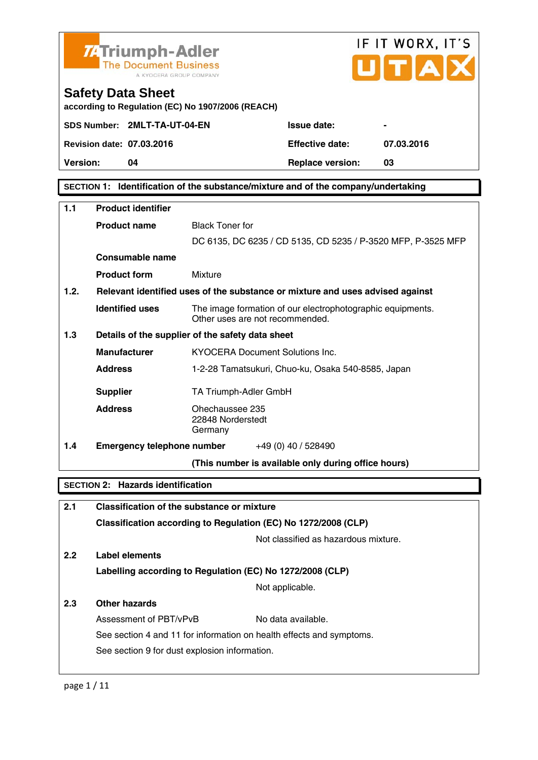TA Triumph-Adler
The Document Business
A KYOCERA GROUP COMPANY

IF IT WORX, IT'S UTAX

# Safety Data Sheet

**according to Regulation (EC) No 1907/2006 (REACH)**

| | | | |
|---|---|---|---|
| **SDS Number:** | **2MLT-TA-UT-04-EN** | **Issue date:** | **-** |
| **Revision date:** | **07.03.2016** | **Effective date:** | **07.03.2016** |
| **Version:** | **04** | **Replace version:** | **03** |

## SECTION 1: Identification of the substance/mixture and of the company/undertaking

**1.1 Product identifier**

| | |
|---|---|
| **Product name** | Black Toner for<br>DC 6135, DC 6235 / CD 5135, CD 5235 / P-3520 MFP, P-3525 MFP |
| **Consumable name** | |
| **Product form** | Mixture |

**1.2. Relevant identified uses of the substance or mixture and uses advised against**

| | |
|---|---|
| **Identified uses** | The image formation of our electrophotographic equipments.<br>Other uses are not recommended. |

**1.3 Details of the supplier of the safety data sheet**

| | |
|---|---|
| **Manufacturer** | KYOCERA Document Solutions Inc. |
| **Address** | 1-2-28 Tamatsukuri, Chuo-ku, Osaka 540-8585, Japan |
| **Supplier** | TA Triumph-Adler GmbH |
| **Address** | Ohechaussee 235<br>22848 Norderstedt<br>Germany |

**1.4 Emergency telephone number** +49 (0) 40 / 528490

**(This number is available only during office hours)**

## SECTION 2: Hazards identification

**2.1 Classification of the substance or mixture**

**Classification according to Regulation (EC) No 1272/2008 (CLP)**

Not classified as hazardous mixture.

**2.2 Label elements**

**Labelling according to Regulation (EC) No 1272/2008 (CLP)**

Not applicable.

**2.3 Other hazards**

Assessment of PBT/vPvB No data available.

See section 4 and 11 for information on health effects and symptoms.

See section 9 for dust explosion information.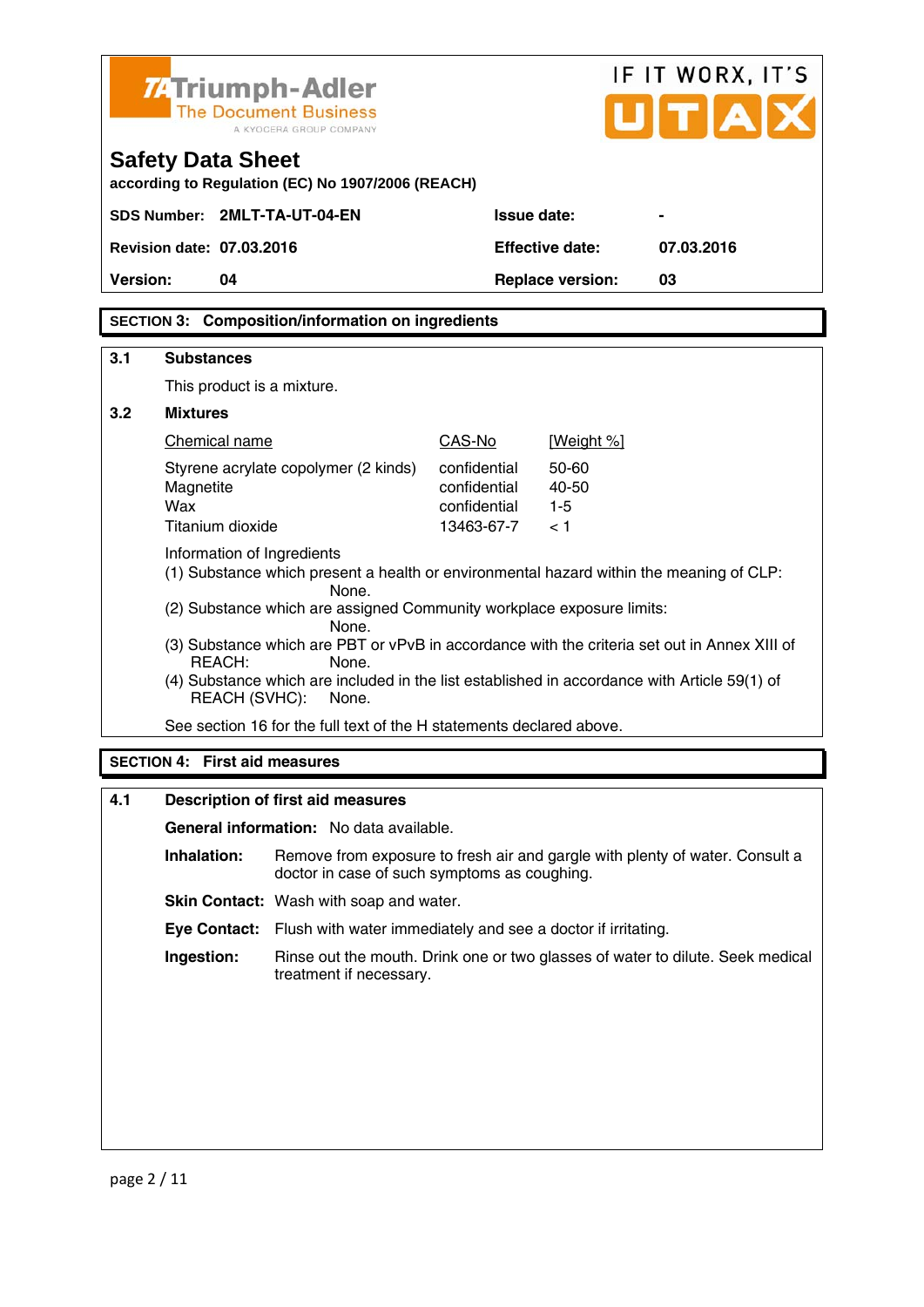Safety Data Sheet

according to Regulation (EC) No 1907/2006 (REACH)

| | | | |
|---|---|---|---|
| **SDS Number:** | **2MLT-TA-UT-04-EN** | **Issue date:** | **-** |
| **Revision date:** | **07.03.2016** | **Effective date:** | **07.03.2016** |
| **Version:** | **04** | **Replace version:** | **03** |

## SECTION 3: Composition/information on ingredients

### 3.1 Substances

This product is a mixture.

### 3.2 Mixtures

| Chemical name | CAS-No | [Weight %] |
|---|---|---|
| Styrene acrylate copolymer (2 kinds) | confidential | 50-60 |
| Magnetite | confidential | 40-50 |
| Wax | confidential | 1-5 |
| Titanium dioxide | 13463-67-7 | < 1 |

Information of Ingredients

(1) Substance which present a health or environmental hazard within the meaning of CLP: None.

(2) Substance which are assigned Community workplace exposure limits: None.

(3) Substance which are PBT or vPvB in accordance with the criteria set out in Annex XIII of REACH: None.

(4) Substance which are included in the list established in accordance with Article 59(1) of REACH (SVHC): None.

See section 16 for the full text of the H statements declared above.

## SECTION 4: First aid measures

### 4.1 Description of first aid measures

**General information:** No data available.

**Inhalation:** Remove from exposure to fresh air and gargle with plenty of water. Consult a doctor in case of such symptoms as coughing.

**Skin Contact:** Wash with soap and water.

**Eye Contact:** Flush with water immediately and see a doctor if irritating.

**Ingestion:** Rinse out the mouth. Drink one or two glasses of water to dilute. Seek medical treatment if necessary.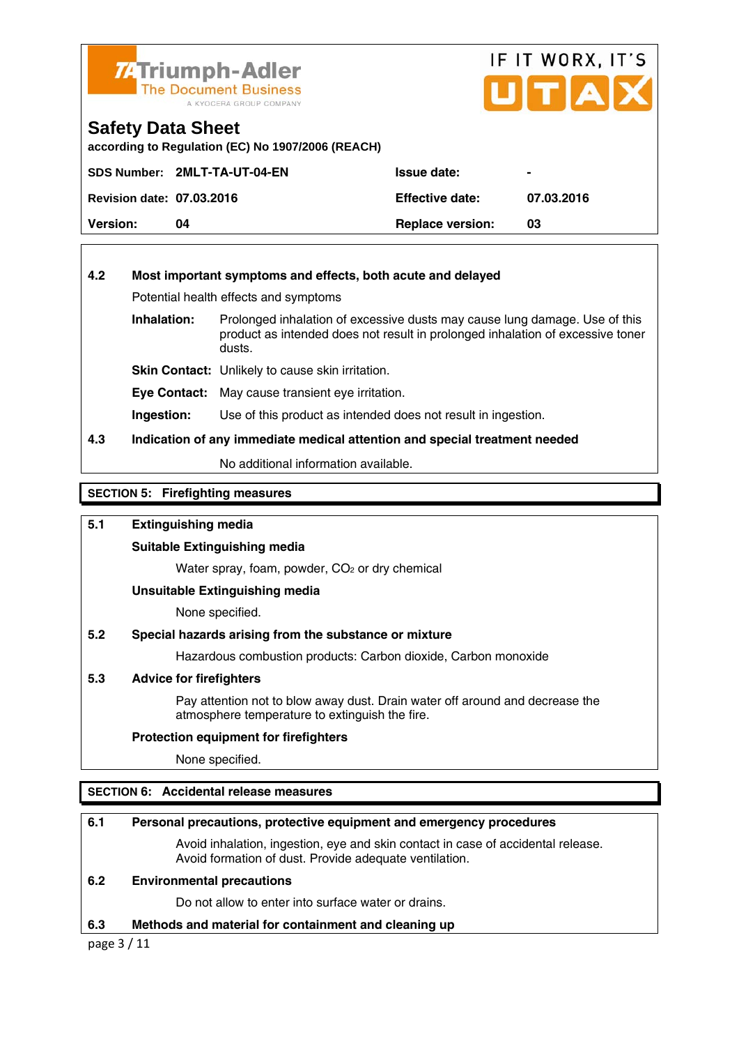**4.2 Most important symptoms and effects, both acute and delayed**

Potential health effects and symptoms

**Inhalation:** Prolonged inhalation of excessive dusts may cause lung damage. Use of this product as intended does not result in prolonged inhalation of excessive toner dusts.

**Skin Contact:** Unlikely to cause skin irritation.

**Eye Contact:** May cause transient eye irritation.

**Ingestion:** Use of this product as intended does not result in ingestion.

**4.3 Indication of any immediate medical attention and special treatment needed**

No additional information available.

## SECTION 5: Firefighting measures

**5.1 Extinguishing media**

**Suitable Extinguishing media**

Water spray, foam, powder, $CO_2$ or dry chemical

**Unsuitable Extinguishing media**

None specified.

**5.2 Special hazards arising from the substance or mixture**

Hazardous combustion products: Carbon dioxide, Carbon monoxide

**5.3 Advice for firefighters**

Pay attention not to blow away dust. Drain water off around and decrease the atmosphere temperature to extinguish the fire.

**Protection equipment for firefighters**

None specified.

## SECTION 6: Accidental release measures

**6.1 Personal precautions, protective equipment and emergency procedures**

Avoid inhalation, ingestion, eye and skin contact in case of accidental release. Avoid formation of dust. Provide adequate ventilation.

**6.2 Environmental precautions**

Do not allow to enter into surface water or drains.

**6.3 Methods and material for containment and cleaning up**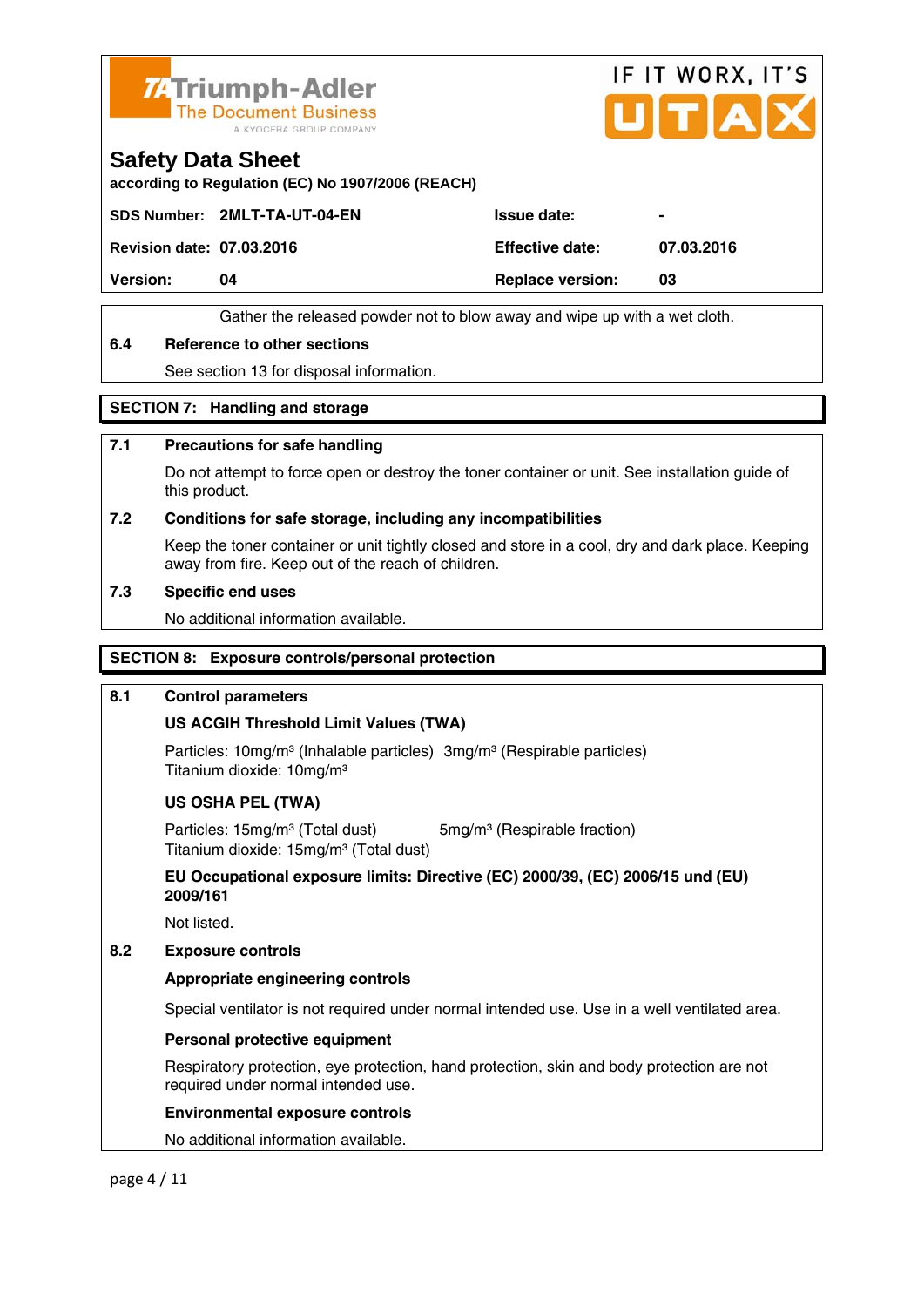Gather the released powder not to blow away and wipe up with a wet cloth.

### 6.4 Reference to other sections

See section 13 for disposal information.

## SECTION 7: Handling and storage

### 7.1 Precautions for safe handling

Do not attempt to force open or destroy the toner container or unit. See installation guide of this product.

### 7.2 Conditions for safe storage, including any incompatibilities

Keep the toner container or unit tightly closed and store in a cool, dry and dark place. Keeping away from fire. Keep out of the reach of children.

### 7.3 Specific end uses

No additional information available.

## SECTION 8: Exposure controls/personal protection

### 8.1 Control parameters

**US ACGIH Threshold Limit Values (TWA)**

Particles: 10mg/m³ (Inhalable particles) 3mg/m³ (Respirable particles)
Titanium dioxide: 10mg/m³

**US OSHA PEL (TWA)**

Particles: 15mg/m³ (Total dust) 5mg/m³ (Respirable fraction)
Titanium dioxide: 15mg/m³ (Total dust)

**EU Occupational exposure limits: Directive (EC) 2000/39, (EC) 2006/15 und (EU) 2009/161**

Not listed.

### 8.2 Exposure controls

**Appropriate engineering controls**

Special ventilator is not required under normal intended use. Use in a well ventilated area.

**Personal protective equipment**

Respiratory protection, eye protection, hand protection, skin and body protection are not required under normal intended use.

**Environmental exposure controls**

No additional information available.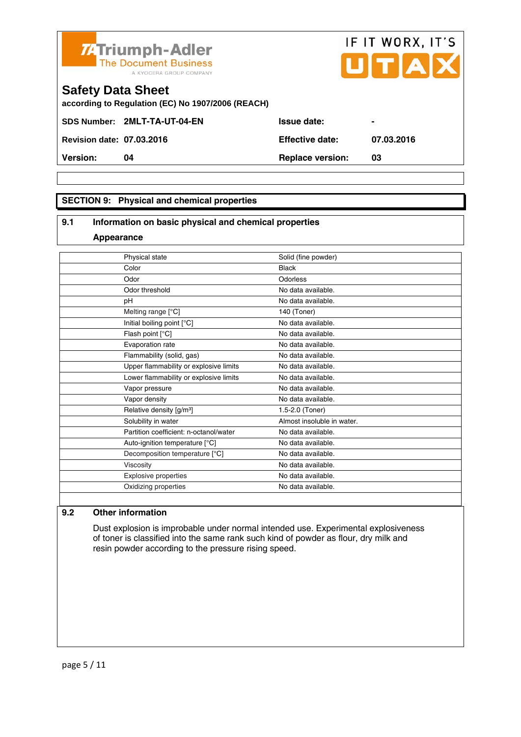Triumph-Adler
The Document Business
A KYOCERA GROUP COMPANY

IF IT WORX, IT'S UTAX

# Safety Data Sheet

**according to Regulation (EC) No 1907/2006 (REACH)**

| | | | |
|---|---|---|---|
| **SDS Number:** | **2MLT-TA-UT-04-EN** | **Issue date:** | **-** |
| **Revision date:** | **07.03.2016** | **Effective date:** | **07.03.2016** |
| **Version:** | **04** | **Replace version:** | **03** |

## SECTION 9: Physical and chemical properties

### 9.1 Information on basic physical and chemical properties

**Appearance**

| Property | Value |
|---|---|
| Physical state | Solid (fine powder) |
| Color | Black |
| Odor | Odorless |
| Odor threshold | No data available. |
| pH | No data available. |
| Melting range [°C] | 140 (Toner) |
| Initial boiling point [°C] | No data available. |
| Flash point [°C] | No data available. |
| Evaporation rate | No data available. |
| Flammability (solid, gas) | No data available. |
| Upper flammability or explosive limits | No data available. |
| Lower flammability or explosive limits | No data available. |
| Vapor pressure | No data available. |
| Vapor density | No data available. |
| Relative density [g/m³] | 1.5-2.0 (Toner) |
| Solubility in water | Almost insoluble in water. |
| Partition coefficient: n-octanol/water | No data available. |
| Auto-ignition temperature [°C] | No data available. |
| Decomposition temperature [°C] | No data available. |
| Viscosity | No data available. |
| Explosive properties | No data available. |
| Oxidizing properties | No data available. |

### 9.2 Other information

Dust explosion is improbable under normal intended use. Experimental explosiveness of toner is classified into the same rank such kind of powder as flour, dry milk and resin powder according to the pressure rising speed.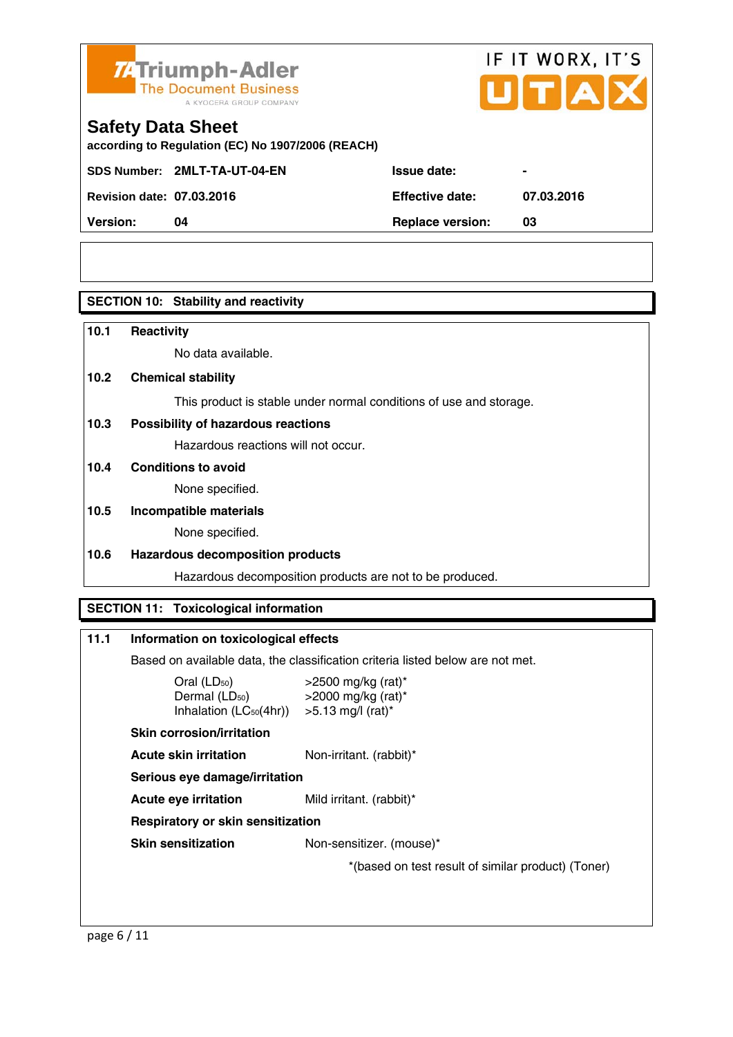Triumph-Adler
The Document Business
A KYOCERA GROUP COMPANY

IF IT WORX, IT'S UTAX

# Safety Data Sheet

**according to Regulation (EC) No 1907/2006 (REACH)**

| | | | |
|---|---|---|---|
| **SDS Number:** | **2MLT-TA-UT-04-EN** | **Issue date:** | **-** |
| **Revision date:** | **07.03.2016** | **Effective date:** | **07.03.2016** |
| **Version:** | **04** | **Replace version:** | **03** |

## SECTION 10: Stability and reactivity

**10.1 Reactivity**

No data available.

**10.2 Chemical stability**

This product is stable under normal conditions of use and storage.

**10.3 Possibility of hazardous reactions**

Hazardous reactions will not occur.

**10.4 Conditions to avoid**

None specified.

**10.5 Incompatible materials**

None specified.

**10.6 Hazardous decomposition products**

Hazardous decomposition products are not to be produced.

## SECTION 11: Toxicological information

**11.1 Information on toxicological effects**

Based on available data, the classification criteria listed below are not met.

| | |
|---|---|
| Oral ($LD_{50}$) | >2500 mg/kg (rat)* |
| Dermal ($LD_{50}$) | >2000 mg/kg (rat)* |
| Inhalation ($LC_{50}$(4hr)) | >5.13 mg/l (rat)* |

**Skin corrosion/irritation**

**Acute skin irritation** Non-irritant. (rabbit)*

**Serious eye damage/irritation**

**Acute eye irritation** Mild irritant. (rabbit)*

**Respiratory or skin sensitization**

**Skin sensitization** Non-sensitizer. (mouse)*

*(based on test result of similar product) (Toner)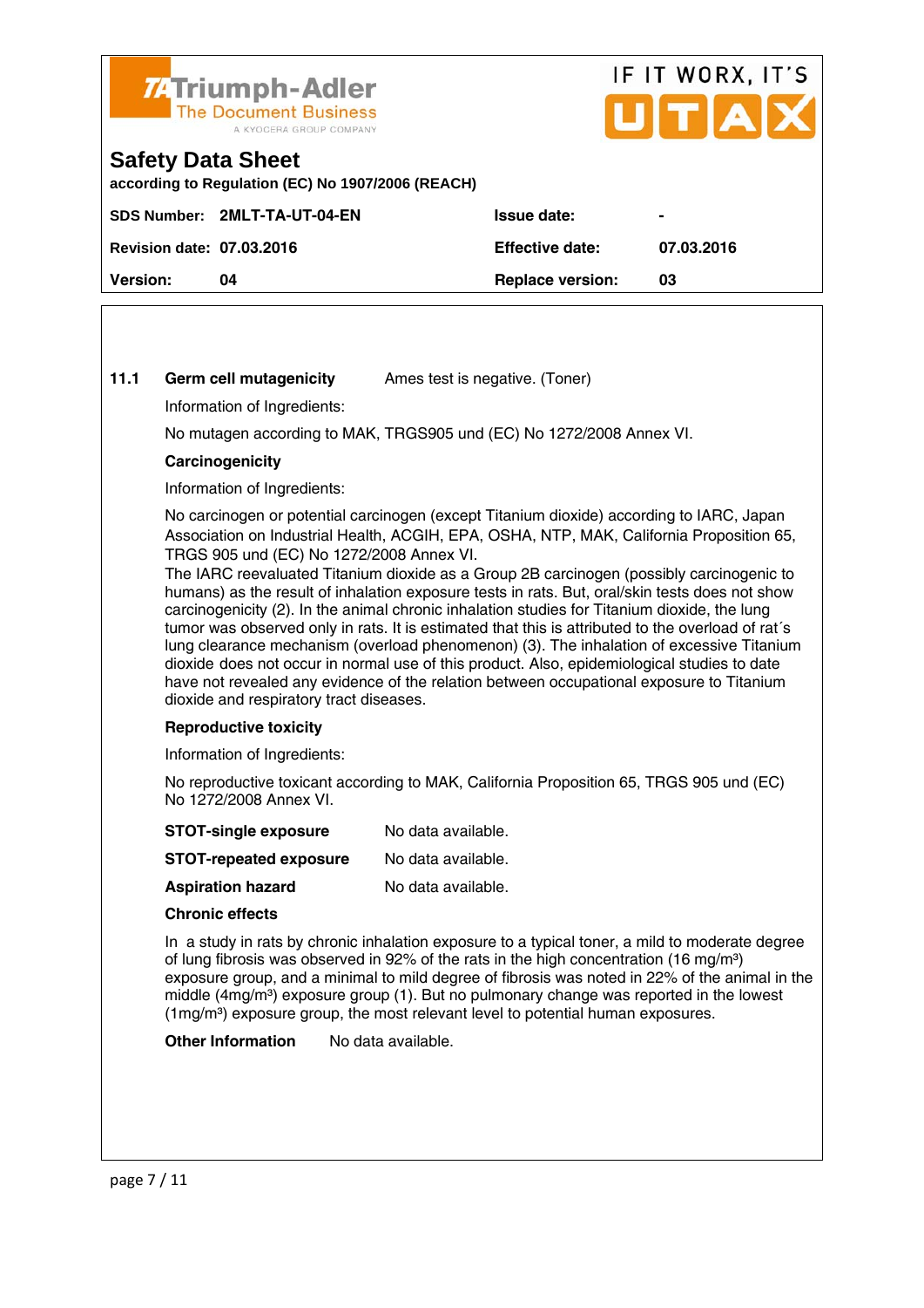**11.1** **Germ cell mutagenicity** Ames test is negative. (Toner)

Information of Ingredients:

No mutagen according to MAK, TRGS905 und (EC) No 1272/2008 Annex VI.

**Carcinogenicity**

Information of Ingredients:

No carcinogen or potential carcinogen (except Titanium dioxide) according to IARC, Japan Association on Industrial Health, ACGIH, EPA, OSHA, NTP, MAK, California Proposition 65, TRGS 905 und (EC) No 1272/2008 Annex VI.
The IARC reevaluated Titanium dioxide as a Group 2B carcinogen (possibly carcinogenic to humans) as the result of inhalation exposure tests in rats. But, oral/skin tests does not show carcinogenicity (2). In the animal chronic inhalation studies for Titanium dioxide, the lung tumor was observed only in rats. It is estimated that this is attributed to the overload of rat´s lung clearance mechanism (overload phenomenon) (3). The inhalation of excessive Titanium dioxide does not occur in normal use of this product. Also, epidemiological studies to date have not revealed any evidence of the relation between occupational exposure to Titanium dioxide and respiratory tract diseases.

**Reproductive toxicity**

Information of Ingredients:

No reproductive toxicant according to MAK, California Proposition 65, TRGS 905 und (EC) No 1272/2008 Annex VI.

**STOT-single exposure** No data available.

**STOT-repeated exposure** No data available.

**Aspiration hazard** No data available.

**Chronic effects**

In a study in rats by chronic inhalation exposure to a typical toner, a mild to moderate degree of lung fibrosis was observed in 92% of the rats in the high concentration (16 mg/m³) exposure group, and a minimal to mild degree of fibrosis was noted in 22% of the animal in the middle (4mg/m³) exposure group (1). But no pulmonary change was reported in the lowest (1mg/m³) exposure group, the most relevant level to potential human exposures.

**Other Information** No data available.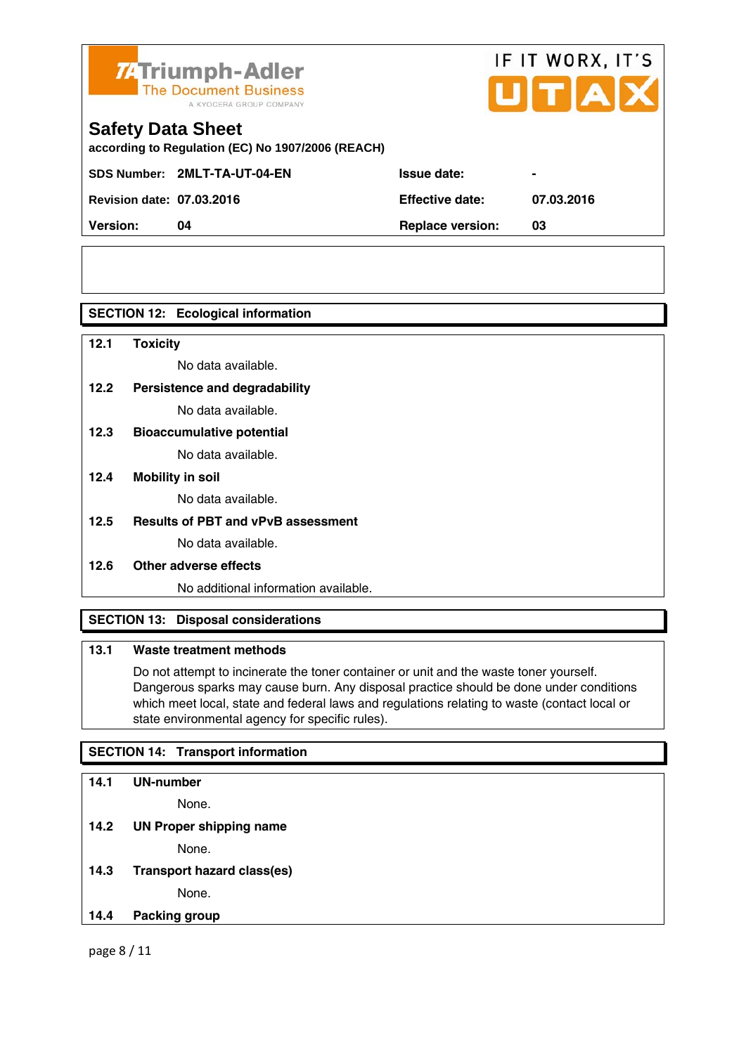Triumph-Adler
The Document Business
A KYOCERA GROUP COMPANY

IF IT WORX, IT'S UTAX

# Safety Data Sheet

**according to Regulation (EC) No 1907/2006 (REACH)**

| | | | |
|---|---|---|---|
| **SDS Number:** | **2MLT-TA-UT-04-EN** | **Issue date:** | **-** |
| **Revision date:** | **07.03.2016** | **Effective date:** | **07.03.2016** |
| **Version:** | **04** | **Replace version:** | **03** |

## SECTION 12: Ecological information

**12.1 Toxicity**

No data available.

**12.2 Persistence and degradability**

No data available.

**12.3 Bioaccumulative potential**

No data available.

**12.4 Mobility in soil**

No data available.

**12.5 Results of PBT and vPvB assessment**

No data available.

**12.6 Other adverse effects**

No additional information available.

## SECTION 13: Disposal considerations

**13.1 Waste treatment methods**

Do not attempt to incinerate the toner container or unit and the waste toner yourself. Dangerous sparks may cause burn. Any disposal practice should be done under conditions which meet local, state and federal laws and regulations relating to waste (contact local or state environmental agency for specific rules).

## SECTION 14: Transport information

**14.1 UN-number**

None.

**14.2 UN Proper shipping name**

None.

**14.3 Transport hazard class(es)**

None.

**14.4 Packing group**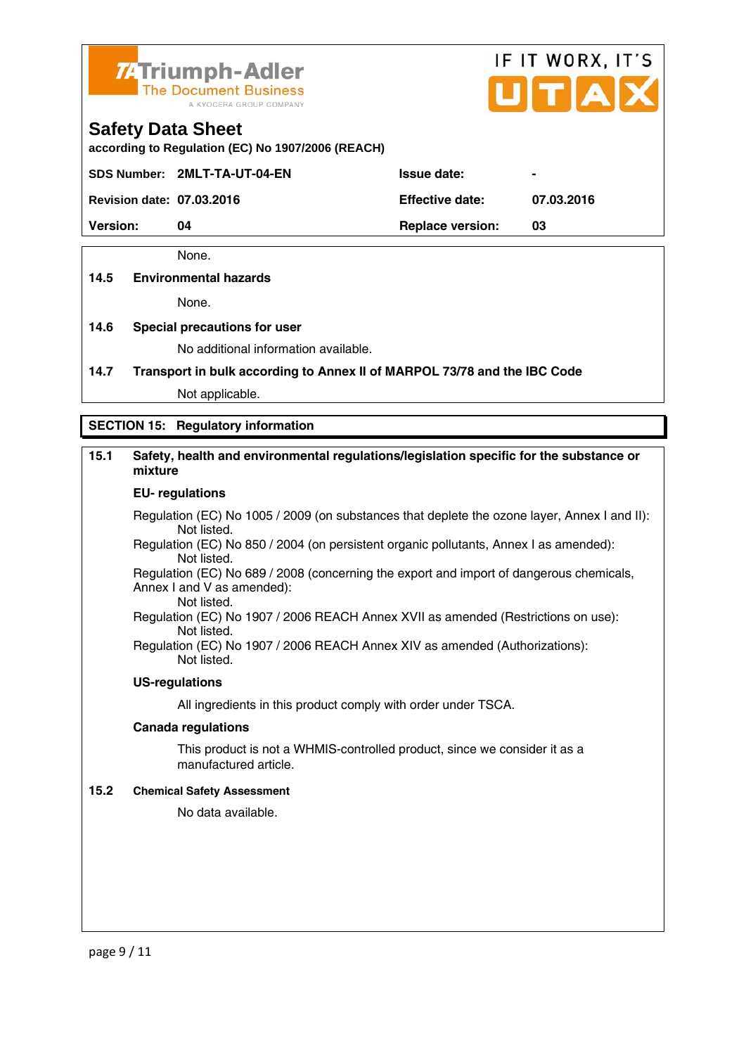None.

**14.5 Environmental hazards**

None.

**14.6 Special precautions for user**

No additional information available.

**14.7 Transport in bulk according to Annex II of MARPOL 73/78 and the IBC Code**

Not applicable.

## SECTION 15: Regulatory information

**15.1 Safety, health and environmental regulations/legislation specific for the substance or mixture**

**EU- regulations**

Regulation (EC) No 1005 / 2009 (on substances that deplete the ozone layer, Annex I and II):
Not listed.
Regulation (EC) No 850 / 2004 (on persistent organic pollutants, Annex I as amended):
Not listed.
Regulation (EC) No 689 / 2008 (concerning the export and import of dangerous chemicals, Annex I and V as amended):
Not listed.
Regulation (EC) No 1907 / 2006 REACH Annex XVII as amended (Restrictions on use):
Not listed.
Regulation (EC) No 1907 / 2006 REACH Annex XIV as amended (Authorizations):
Not listed.

**US-regulations**

All ingredients in this product comply with order under TSCA.

**Canada regulations**

This product is not a WHMIS-controlled product, since we consider it as a manufactured article.

**15.2 Chemical Safety Assessment**

No data available.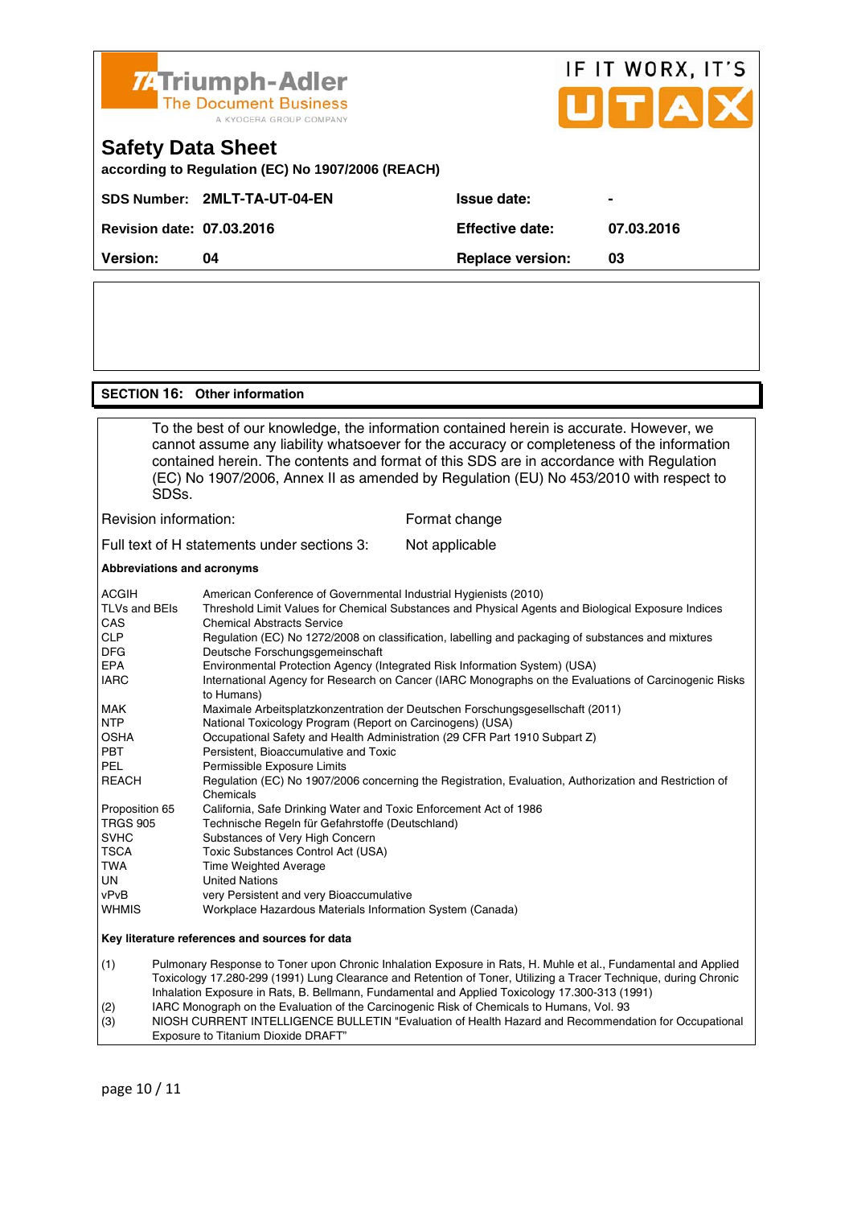**Triumph-Adler**
The Document Business
A KYOCERA GROUP COMPANY

IF IT WORX, IT'S UTAX

## Safety Data Sheet

**according to Regulation (EC) No 1907/2006 (REACH)**

| | | | |
|---|---|---|---|
| **SDS Number:** | **2MLT-TA-UT-04-EN** | **Issue date:** | **-** |
| **Revision date:** | **07.03.2016** | **Effective date:** | **07.03.2016** |
| **Version:** | **04** | **Replace version:** | **03** |

### SECTION 16: Other information

To the best of our knowledge, the information contained herein is accurate. However, we cannot assume any liability whatsoever for the accuracy or completeness of the information contained herein. The contents and format of this SDS are in accordance with Regulation (EC) No 1907/2006, Annex II as amended by Regulation (EU) No 453/2010 with respect to SDSs.

| | |
|---|---|
| Revision information: | Format change |
| Full text of H statements under sections 3: | Not applicable |

**Abbreviations and acronyms**

| | |
|---|---|
| ACGIH | American Conference of Governmental Industrial Hygienists (2010) |
| TLVs and BEIs | Threshold Limit Values for Chemical Substances and Physical Agents and Biological Exposure Indices |
| CAS | Chemical Abstracts Service |
| CLP | Regulation (EC) No 1272/2008 on classification, labelling and packaging of substances and mixtures |
| DFG | Deutsche Forschungsgemeinschaft |
| EPA | Environmental Protection Agency (Integrated Risk Information System) (USA) |
| IARC | International Agency for Research on Cancer (IARC Monographs on the Evaluations of Carcinogenic Risks to Humans) |
| MAK | Maximale Arbeitsplatzkonzentration der Deutschen Forschungsgesellschaft (2011) |
| NTP | National Toxicology Program (Report on Carcinogens) (USA) |
| OSHA | Occupational Safety and Health Administration (29 CFR Part 1910 Subpart Z) |
| PBT | Persistent, Bioaccumulative and Toxic |
| PEL | Permissible Exposure Limits |
| REACH | Regulation (EC) No 1907/2006 concerning the Registration, Evaluation, Authorization and Restriction of Chemicals |
| Proposition 65 | California, Safe Drinking Water and Toxic Enforcement Act of 1986 |
| TRGS 905 | Technische Regeln für Gefahrstoffe (Deutschland) |
| SVHC | Substances of Very High Concern |
| TSCA | Toxic Substances Control Act (USA) |
| TWA | Time Weighted Average |
| UN | United Nations |
| vPvB | very Persistent and very Bioaccumulative |
| WHMIS | Workplace Hazardous Materials Information System (Canada) |

**Key literature references and sources for data**

(1) Pulmonary Response to Toner upon Chronic Inhalation Exposure in Rats, H. Muhle et al., Fundamental and Applied Toxicology 17.280-299 (1991) Lung Clearance and Retention of Toner, Utilizing a Tracer Technique, during Chronic Inhalation Exposure in Rats, B. Bellmann, Fundamental and Applied Toxicology 17.300-313 (1991)

(2) IARC Monograph on the Evaluation of the Carcinogenic Risk of Chemicals to Humans, Vol. 93

(3) NIOSH CURRENT INTELLIGENCE BULLETIN "Evaluation of Health Hazard and Recommendation for Occupational Exposure to Titanium Dioxide DRAFT"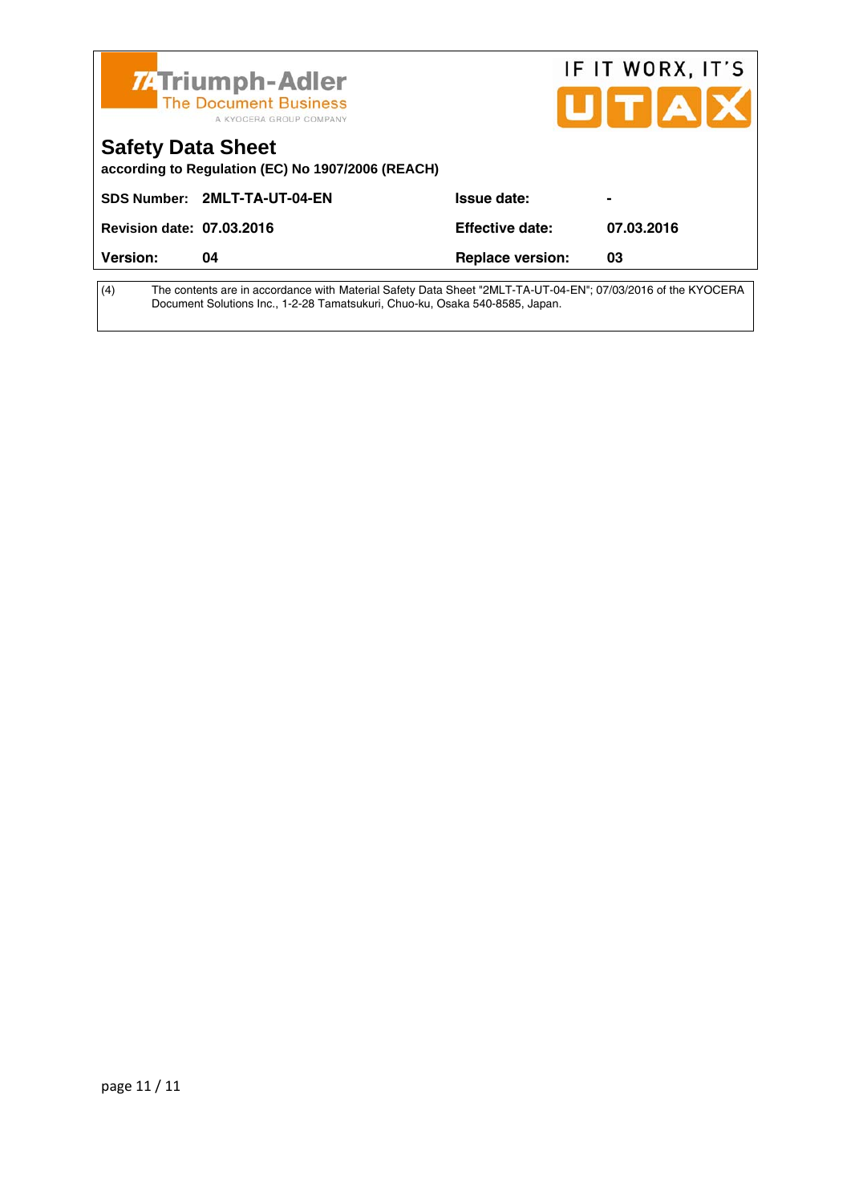| | |
|---|---|
| (4) | The contents are in accordance with Material Safety Data Sheet "2MLT-TA-UT-04-EN"; 07/03/2016 of the KYOCERA Document Solutions Inc., 1-2-28 Tamatsukuri, Chuo-ku, Osaka 540-8585, Japan. |